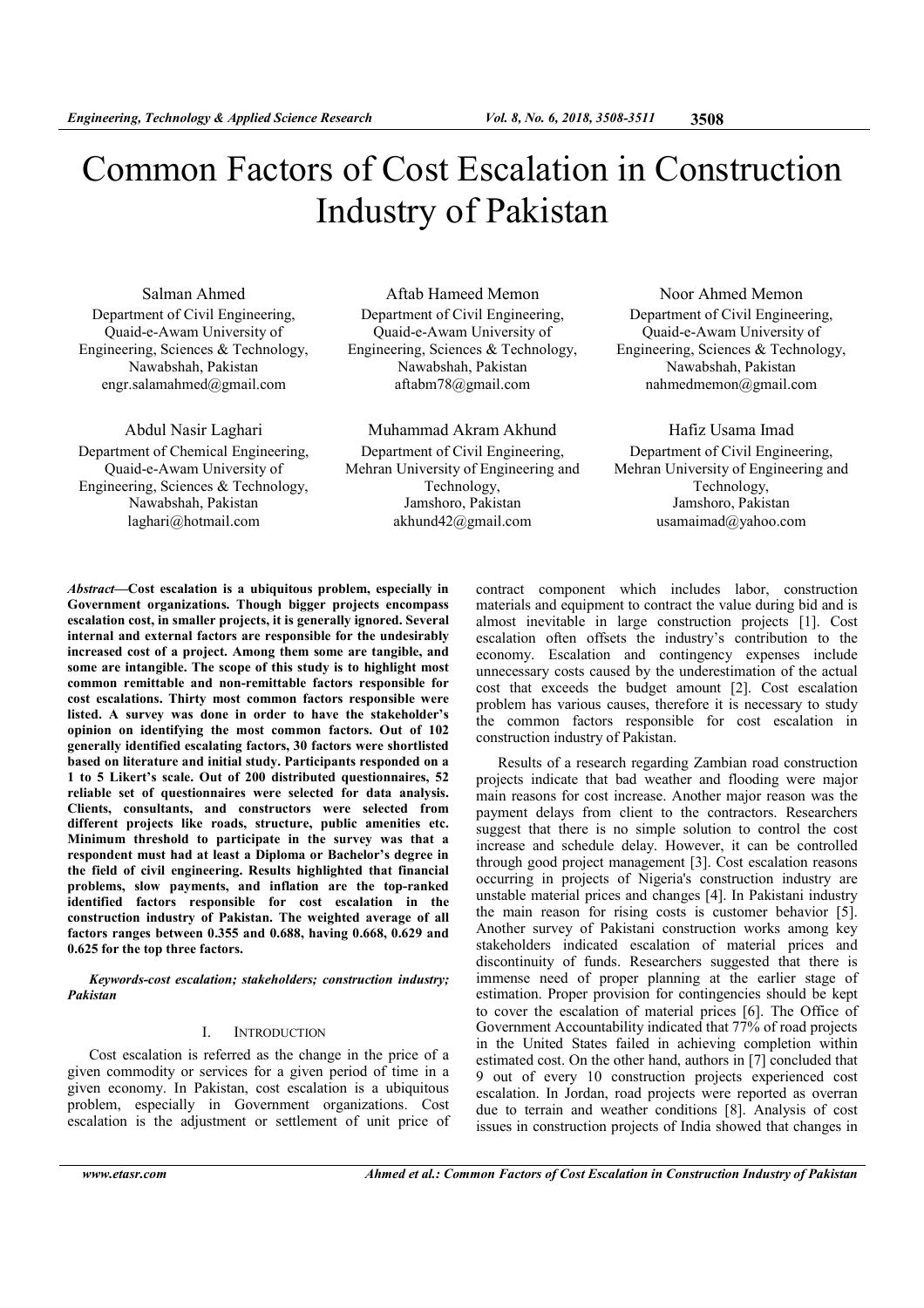# Common Factors of Cost Escalation in Construction Industry of Pakistan

Salman Ahmed
Department of Civil Engineering,
Quaid-e-Awam University of Engineering, Sciences & Technology,
Nawabshah, Pakistan
engr.salamahmed@gmail.com

Aftab Hameed Memon
Department of Civil Engineering,
Quaid-e-Awam University of Engineering, Sciences & Technology,
Nawabshah, Pakistan
aftabm78@gmail.com

Noor Ahmed Memon
Department of Civil Engineering,
Quaid-e-Awam University of Engineering, Sciences & Technology,
Nawabshah, Pakistan
nahmedmemon@gmail.com

Abdul Nasir Laghari
Department of Chemical Engineering,
Quaid-e-Awam University of Engineering, Sciences & Technology,
Nawabshah, Pakistan
laghari@hotmail.com

Muhammad Akram Akhund
Department of Civil Engineering,
Mehran University of Engineering and Technology,
Jamshoro, Pakistan
akhund42@gmail.com

Hafiz Usama Imad
Department of Civil Engineering,
Mehran University of Engineering and Technology,
Jamshoro, Pakistan
usamaimad@yahoo.com

***Abstract*—Cost escalation is a ubiquitous problem, especially in Government organizations. Though bigger projects encompass escalation cost, in smaller projects, it is generally ignored. Several internal and external factors are responsible for the undesirably increased cost of a project. Among them some are tangible, and some are intangible. The scope of this study is to highlight most common remittable and non-remittable factors responsible for cost escalations. Thirty most common factors responsible were listed. A survey was done in order to have the stakeholder's opinion on identifying the most common factors. Out of 102 generally identified escalating factors, 30 factors were shortlisted based on literature and initial study. Participants responded on a 1 to 5 Likert's scale. Out of 200 distributed questionnaires, 52 reliable set of questionnaires were selected for data analysis. Clients, consultants, and constructors were selected from different projects like roads, structure, public amenities etc. Minimum threshold to participate in the survey was that a respondent must had at least a Diploma or Bachelor's degree in the field of civil engineering. Results highlighted that financial problems, slow payments, and inflation are the top-ranked identified factors responsible for cost escalation in the construction industry of Pakistan. The weighted average of all factors ranges between 0.355 and 0.688, having 0.668, 0.629 and 0.625 for the top three factors.**

***Keywords-cost escalation; stakeholders; construction industry; Pakistan***

## I. Introduction

Cost escalation is referred as the change in the price of a given commodity or services for a given period of time in a given economy. In Pakistan, cost escalation is a ubiquitous problem, especially in Government organizations. Cost escalation is the adjustment or settlement of unit price of contract component which includes labor, construction materials and equipment to contract the value during bid and is almost inevitable in large construction projects [1]. Cost escalation often offsets the industry's contribution to the economy. Escalation and contingency expenses include unnecessary costs caused by the underestimation of the actual cost that exceeds the budget amount [2]. Cost escalation problem has various causes, therefore it is necessary to study the common factors responsible for cost escalation in construction industry of Pakistan.

Results of a research regarding Zambian road construction projects indicate that bad weather and flooding were major main reasons for cost increase. Another major reason was the payment delays from client to the contractors. Researchers suggest that there is no simple solution to control the cost increase and schedule delay. However, it can be controlled through good project management [3]. Cost escalation reasons occurring in projects of Nigeria's construction industry are unstable material prices and changes [4]. In Pakistani industry the main reason for rising costs is customer behavior [5]. Another survey of Pakistani construction works among key stakeholders indicated escalation of material prices and discontinuity of funds. Researchers suggested that there is immense need of proper planning at the earlier stage of estimation. Proper provision for contingencies should be kept to cover the escalation of material prices [6]. The Office of Government Accountability indicated that 77% of road projects in the United States failed in achieving completion within estimated cost. On the other hand, authors in [7] concluded that 9 out of every 10 construction projects experienced cost escalation. In Jordan, road projects were reported as overran due to terrain and weather conditions [8]. Analysis of cost issues in construction projects of India showed that changes in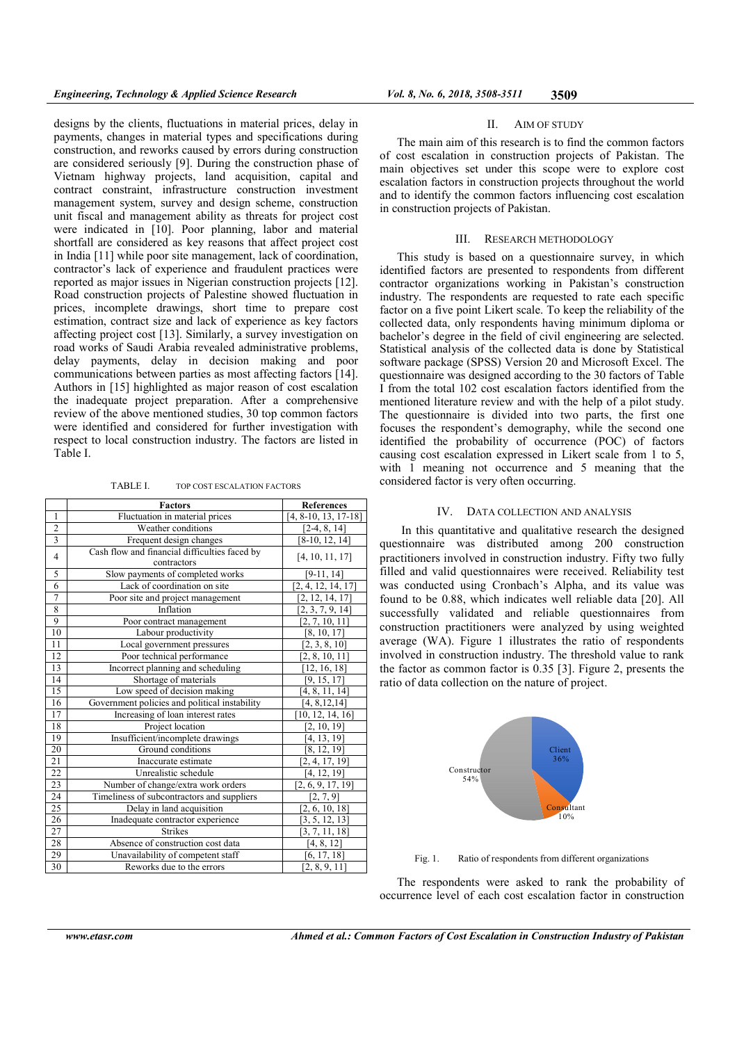designs by the clients, fluctuations in material prices, delay in payments, changes in material types and specifications during construction, and reworks caused by errors during construction are considered seriously [9]. During the construction phase of Vietnam highway projects, land acquisition, capital and contract constraint, infrastructure construction investment management system, survey and design scheme, construction unit fiscal and management ability as threats for project cost were indicated in [10]. Poor planning, labor and material shortfall are considered as key reasons that affect project cost in India [11] while poor site management, lack of coordination, contractor's lack of experience and fraudulent practices were reported as major issues in Nigerian construction projects [12]. Road construction projects of Palestine showed fluctuation in prices, incomplete drawings, short time to prepare cost estimation, contract size and lack of experience as key factors affecting project cost [13]. Similarly, a survey investigation on road works of Saudi Arabia revealed administrative problems, delay payments, delay in decision making and poor communications between parties as most affecting factors [14]. Authors in [15] highlighted as major reason of cost escalation the inadequate project preparation. After a comprehensive review of the above mentioned studies, 30 top common factors were identified and considered for further investigation with respect to local construction industry. The factors are listed in Table I.

TABLE I. TOP COST ESCALATION FACTORS

| | Factors | References |
|---|---|---|
| 1 | Fluctuation in material prices | [4, 8-10, 13, 17-18] |
| 2 | Weather conditions | [2-4, 8, 14] |
| 3 | Frequent design changes | [8-10, 12, 14] |
| 4 | Cash flow and financial difficulties faced by contractors | [4, 10, 11, 17] |
| 5 | Slow payments of completed works | [9-11, 14] |
| 6 | Lack of coordination on site | [2, 4, 12, 14, 17] |
| 7 | Poor site and project management | [2, 12, 14, 17] |
| 8 | Inflation | [2, 3, 7, 9, 14] |
| 9 | Poor contract management | [2, 7, 10, 11] |
| 10 | Labour productivity | [8, 10, 17] |
| 11 | Local government pressures | [2, 3, 8, 10] |
| 12 | Poor technical performance | [2, 8, 10, 11] |
| 13 | Incorrect planning and scheduling | [12, 16, 18] |
| 14 | Shortage of materials | [9, 15, 17] |
| 15 | Low speed of decision making | [4, 8, 11, 14] |
| 16 | Government policies and political instability | [4, 8,12,14] |
| 17 | Increasing of loan interest rates | [10, 12, 14, 16] |
| 18 | Project location | [2, 10, 19] |
| 19 | Insufficient/incomplete drawings | [4, 13, 19] |
| 20 | Ground conditions | [8, 12, 19] |
| 21 | Inaccurate estimate | [2, 4, 17, 19] |
| 22 | Unrealistic schedule | [4, 12, 19] |
| 23 | Number of change/extra work orders | [2, 6, 9, 17, 19] |
| 24 | Timeliness of subcontractors and suppliers | [2, 7, 9] |
| 25 | Delay in land acquisition | [2, 6, 10, 18] |
| 26 | Inadequate contractor experience | [3, 5, 12, 13] |
| 27 | Strikes | [3, 7, 11, 18] |
| 28 | Absence of construction cost data | [4, 8, 12] |
| 29 | Unavailability of competent staff | [6, 17, 18] |
| 30 | Reworks due to the errors | [2, 8, 9, 11] |

## II. AIM OF STUDY

The main aim of this research is to find the common factors of cost escalation in construction projects of Pakistan. The main objectives set under this scope were to explore cost escalation factors in construction projects throughout the world and to identify the common factors influencing cost escalation in construction projects of Pakistan.

## III. RESEARCH METHODOLOGY

This study is based on a questionnaire survey, in which identified factors are presented to respondents from different contractor organizations working in Pakistan's construction industry. The respondents are requested to rate each specific factor on a five point Likert scale. To keep the reliability of the collected data, only respondents having minimum diploma or bachelor's degree in the field of civil engineering are selected. Statistical analysis of the collected data is done by Statistical software package (SPSS) Version 20 and Microsoft Excel. The questionnaire was designed according to the 30 factors of Table I from the total 102 cost escalation factors identified from the mentioned literature review and with the help of a pilot study. The questionnaire is divided into two parts, the first one focuses the respondent's demography, while the second one identified the probability of occurrence (POC) of factors causing cost escalation expressed in Likert scale from 1 to 5, with 1 meaning not occurrence and 5 meaning that the considered factor is very often occurring.

## IV. DATA COLLECTION AND ANALYSIS

In this quantitative and qualitative research the designed questionnaire was distributed among 200 construction practitioners involved in construction industry. Fifty two fully filled and valid questionnaires were received. Reliability test was conducted using Cronbach's Alpha, and its value was found to be 0.88, which indicates well reliable data [20]. All successfully validated and reliable questionnaires from construction practitioners were analyzed by using weighted average (WA). Figure 1 illustrates the ratio of respondents involved in construction industry. The threshold value to rank the factor as common factor is 0.35 [3]. Figure 2, presents the ratio of data collection on the nature of project.

Client 36%, Consultant 10%, Constructor 54%

Fig. 1. Ratio of respondents from different organizations

The respondents were asked to rank the probability of occurrence level of each cost escalation factor in construction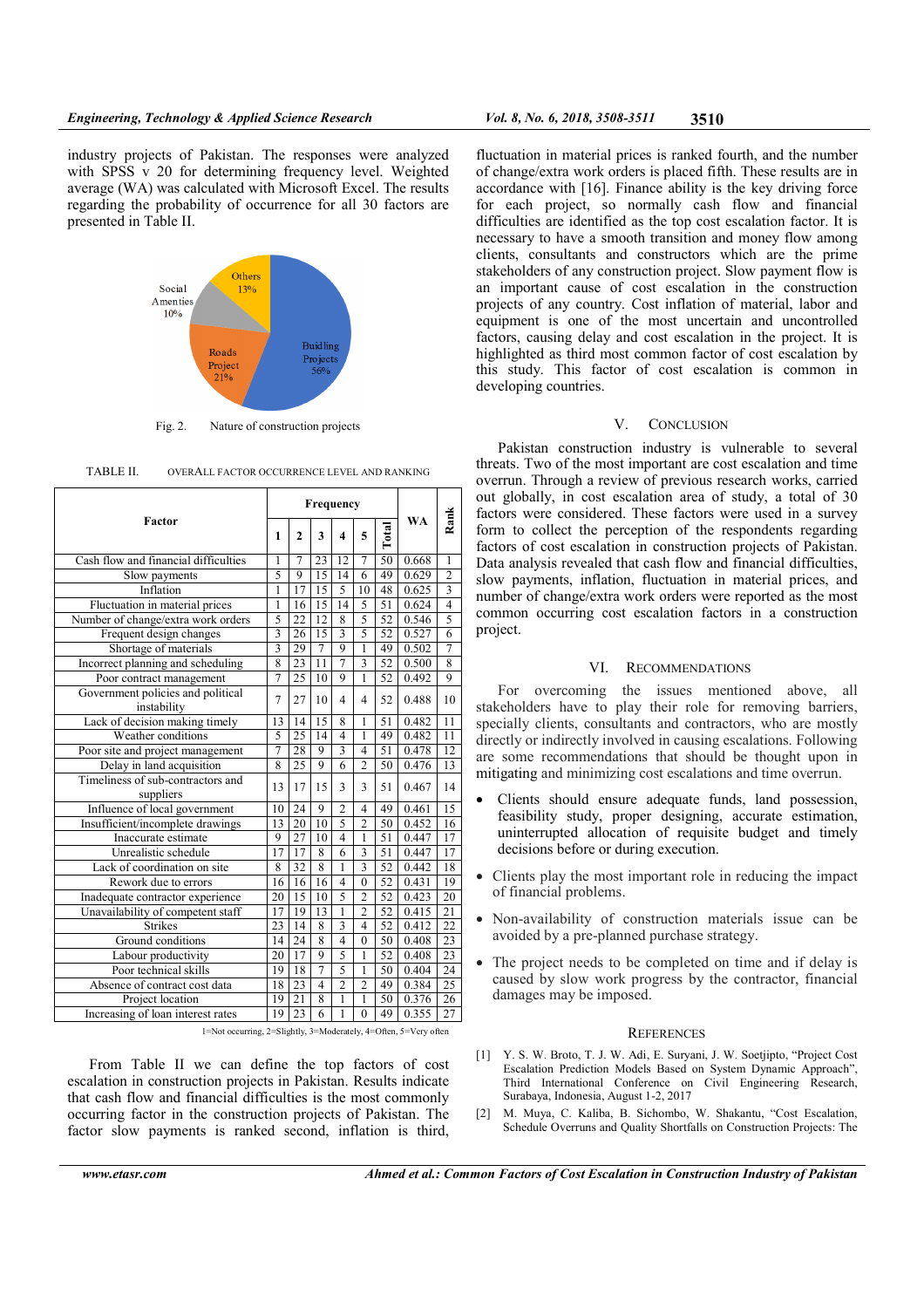industry projects of Pakistan. The responses were analyzed with SPSS v 20 for determining frequency level. Weighted average (WA) was calculated with Microsoft Excel. The results regarding the probability of occurrence for all 30 factors are presented in Table II.

Fig. 2. Nature of construction projects

TABLE II. OVERALL FACTOR OCCURRENCE LEVEL AND RANKING

| Factor | Frequency | | | | | | WA | Rank |
|---|---|---|---|---|---|---|---|---|
| | 1 | 2 | 3 | 4 | 5 | Total | | |
| Cash flow and financial difficulties | 1 | 7 | 23 | 12 | 7 | 50 | 0.668 | 1 |
| Slow payments | 5 | 9 | 15 | 14 | 6 | 49 | 0.629 | 2 |
| Inflation | 1 | 17 | 15 | 5 | 10 | 48 | 0.625 | 3 |
| Fluctuation in material prices | 1 | 16 | 15 | 14 | 5 | 51 | 0.624 | 4 |
| Number of change/extra work orders | 5 | 22 | 12 | 8 | 5 | 52 | 0.546 | 5 |
| Frequent design changes | 3 | 26 | 15 | 3 | 5 | 52 | 0.527 | 6 |
| Shortage of materials | 3 | 29 | 7 | 9 | 1 | 49 | 0.502 | 7 |
| Incorrect planning and scheduling | 8 | 23 | 11 | 7 | 3 | 52 | 0.500 | 8 |
| Poor contract management | 7 | 25 | 10 | 9 | 1 | 52 | 0.492 | 9 |
| Government policies and political instability | 7 | 27 | 10 | 4 | 4 | 52 | 0.488 | 10 |
| Lack of decision making timely | 13 | 14 | 15 | 8 | 1 | 51 | 0.482 | 11 |
| Weather conditions | 5 | 25 | 14 | 4 | 1 | 49 | 0.482 | 11 |
| Poor site and project management | 7 | 28 | 9 | 3 | 4 | 51 | 0.478 | 12 |
| Delay in land acquisition | 8 | 25 | 9 | 6 | 2 | 50 | 0.476 | 13 |
| Timeliness of sub-contractors and suppliers | 13 | 17 | 15 | 3 | 3 | 51 | 0.467 | 14 |
| Influence of local government | 10 | 24 | 9 | 2 | 4 | 49 | 0.461 | 15 |
| Insufficient/incomplete drawings | 13 | 20 | 10 | 5 | 2 | 50 | 0.452 | 16 |
| Inaccurate estimate | 9 | 27 | 10 | 4 | 1 | 51 | 0.447 | 17 |
| Unrealistic schedule | 17 | 17 | 8 | 6 | 3 | 51 | 0.447 | 17 |
| Lack of coordination on site | 8 | 32 | 8 | 1 | 3 | 52 | 0.442 | 18 |
| Rework due to errors | 16 | 16 | 16 | 4 | 0 | 52 | 0.431 | 19 |
| Inadequate contractor experience | 20 | 15 | 10 | 5 | 2 | 52 | 0.423 | 20 |
| Unavailability of competent staff | 17 | 19 | 13 | 1 | 2 | 52 | 0.415 | 21 |
| Strikes | 23 | 14 | 8 | 3 | 4 | 52 | 0.412 | 22 |
| Ground conditions | 14 | 24 | 8 | 4 | 0 | 50 | 0.408 | 23 |
| Labour productivity | 20 | 17 | 9 | 5 | 1 | 52 | 0.408 | 23 |
| Poor technical skills | 19 | 18 | 7 | 5 | 1 | 50 | 0.404 | 24 |
| Absence of contract cost data | 18 | 23 | 4 | 2 | 2 | 49 | 0.384 | 25 |
| Project location | 19 | 21 | 8 | 1 | 1 | 50 | 0.376 | 26 |
| Increasing of loan interest rates | 19 | 23 | 6 | 1 | 0 | 49 | 0.355 | 27 |

1=Not occurring, 2=Slightly, 3=Moderately, 4=Often, 5=Very often

From Table II we can define the top factors of cost escalation in construction projects in Pakistan. Results indicate that cash flow and financial difficulties is the most commonly occurring factor in the construction projects of Pakistan. The factor slow payments is ranked second, inflation is third, fluctuation in material prices is ranked fourth, and the number of change/extra work orders is placed fifth. These results are in accordance with [16]. Finance ability is the key driving force for each project, so normally cash flow and financial difficulties are identified as the top cost escalation factor. It is necessary to have a smooth transition and money flow among clients, consultants and constructors which are the prime stakeholders of any construction project. Slow payment flow is an important cause of cost escalation in the construction projects of any country. Cost inflation of material, labor and equipment is one of the most uncertain and uncontrolled factors, causing delay and cost escalation in the project. It is highlighted as third most common factor of cost escalation by this study. This factor of cost escalation is common in developing countries.

## V. CONCLUSION

Pakistan construction industry is vulnerable to several threats. Two of the most important are cost escalation and time overrun. Through a review of previous research works, carried out globally, in cost escalation area of study, a total of 30 factors were considered. These factors were used in a survey form to collect the perception of the respondents regarding factors of cost escalation in construction projects of Pakistan. Data analysis revealed that cash flow and financial difficulties, slow payments, inflation, fluctuation in material prices, and number of change/extra work orders were reported as the most common occurring cost escalation factors in a construction project.

## VI. RECOMMENDATIONS

For overcoming the issues mentioned above, all stakeholders have to play their role for removing barriers, specially clients, consultants and contractors, who are mostly directly or indirectly involved in causing escalations. Following are some recommendations that should be thought upon in mitigating and minimizing cost escalations and time overrun.

- Clients should ensure adequate funds, land possession, feasibility study, proper designing, accurate estimation, uninterrupted allocation of requisite budget and timely decisions before or during execution.
- Clients play the most important role in reducing the impact of financial problems.
- Non-availability of construction materials issue can be avoided by a pre-planned purchase strategy.
- The project needs to be completed on time and if delay is caused by slow work progress by the contractor, financial damages may be imposed.

## REFERENCES

[1] Y. S. W. Broto, T. J. W. Adi, E. Suryani, J. W. Soetjipto, "Project Cost Escalation Prediction Models Based on System Dynamic Approach", Third International Conference on Civil Engineering Research, Surabaya, Indonesia, August 1-2, 2017

[2] M. Muya, C. Kaliba, B. Sichombo, W. Shakantu, "Cost Escalation, Schedule Overruns and Quality Shortfalls on Construction Projects: The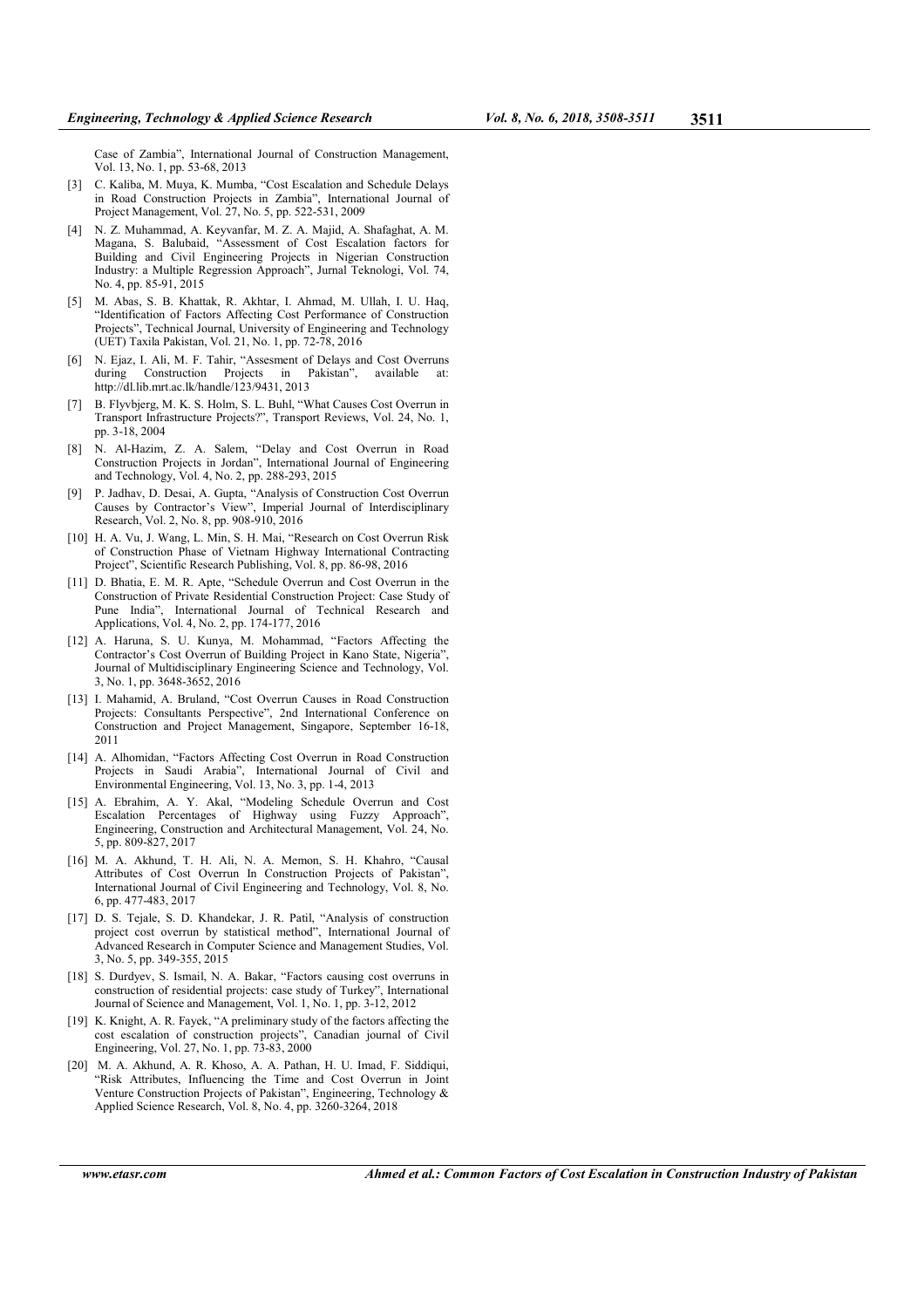Case of Zambia", International Journal of Construction Management, Vol. 13, No. 1, pp. 53-68, 2013

[3] C. Kaliba, M. Muya, K. Mumba, "Cost Escalation and Schedule Delays in Road Construction Projects in Zambia", International Journal of Project Management, Vol. 27, No. 5, pp. 522-531, 2009

[4] N. Z. Muhammad, A. Keyvanfar, M. Z. A. Majid, A. Shafaghat, A. M. Magana, S. Balubaid, "Assessment of Cost Escalation factors for Building and Civil Engineering Projects in Nigerian Construction Industry: a Multiple Regression Approach", Jurnal Teknologi, Vol. 74, No. 4, pp. 85-91, 2015

[5] M. Abas, S. B. Khattak, R. Akhtar, I. Ahmad, M. Ullah, I. U. Haq, "Identification of Factors Affecting Cost Performance of Construction Projects", Technical Journal, University of Engineering and Technology (UET) Taxila Pakistan, Vol. 21, No. 1, pp. 72-78, 2016

[6] N. Ejaz, I. Ali, M. F. Tahir, "Assesment of Delays and Cost Overruns during Construction Projects in Pakistan", available at: http://dl.lib.mrt.ac.lk/handle/123/9431, 2013

[7] B. Flyvbjerg, M. K. S. Holm, S. L. Buhl, "What Causes Cost Overrun in Transport Infrastructure Projects?", Transport Reviews, Vol. 24, No. 1, pp. 3-18, 2004

[8] N. Al-Hazim, Z. A. Salem, "Delay and Cost Overrun in Road Construction Projects in Jordan", International Journal of Engineering and Technology, Vol. 4, No. 2, pp. 288-293, 2015

[9] P. Jadhav, D. Desai, A. Gupta, "Analysis of Construction Cost Overrun Causes by Contractor's View", Imperial Journal of Interdisciplinary Research, Vol. 2, No. 8, pp. 908-910, 2016

[10] H. A. Vu, J. Wang, L. Min, S. H. Mai, "Research on Cost Overrun Risk of Construction Phase of Vietnam Highway International Contracting Project", Scientific Research Publishing, Vol. 8, pp. 86-98, 2016

[11] D. Bhatia, E. M. R. Apte, "Schedule Overrun and Cost Overrun in the Construction of Private Residential Construction Project: Case Study of Pune India", International Journal of Technical Research and Applications, Vol. 4, No. 2, pp. 174-177, 2016

[12] A. Haruna, S. U. Kunya, M. Mohammad, "Factors Affecting the Contractor's Cost Overrun of Building Project in Kano State, Nigeria", Journal of Multidisciplinary Engineering Science and Technology, Vol. 3, No. 1, pp. 3648-3652, 2016

[13] I. Mahamid, A. Bruland, "Cost Overrun Causes in Road Construction Projects: Consultants Perspective", 2nd International Conference on Construction and Project Management, Singapore, September 16-18, 2011

[14] A. Alhomidan, "Factors Affecting Cost Overrun in Road Construction Projects in Saudi Arabia", International Journal of Civil and Environmental Engineering, Vol. 13, No. 3, pp. 1-4, 2013

[15] A. Ebrahim, A. Y. Akal, "Modeling Schedule Overrun and Cost Escalation Percentages of Highway using Fuzzy Approach", Engineering, Construction and Architectural Management, Vol. 24, No. 5, pp. 809-827, 2017

[16] M. A. Akhund, T. H. Ali, N. A. Memon, S. H. Khahro, "Causal Attributes of Cost Overrun In Construction Projects of Pakistan", International Journal of Civil Engineering and Technology, Vol. 8, No. 6, pp. 477-483, 2017

[17] D. S. Tejale, S. D. Khandekar, J. R. Patil, "Analysis of construction project cost overrun by statistical method", International Journal of Advanced Research in Computer Science and Management Studies, Vol. 3, No. 5, pp. 349-355, 2015

[18] S. Durdyev, S. Ismail, N. A. Bakar, "Factors causing cost overruns in construction of residential projects: case study of Turkey", International Journal of Science and Management, Vol. 1, No. 1, pp. 3-12, 2012

[19] K. Knight, A. R. Fayek, "A preliminary study of the factors affecting the cost escalation of construction projects", Canadian journal of Civil Engineering, Vol. 27, No. 1, pp. 73-83, 2000

[20] M. A. Akhund, A. R. Khoso, A. A. Pathan, H. U. Imad, F. Siddiqui, "Risk Attributes, Influencing the Time and Cost Overrun in Joint Venture Construction Projects of Pakistan", Engineering, Technology & Applied Science Research, Vol. 8, No. 4, pp. 3260-3264, 2018